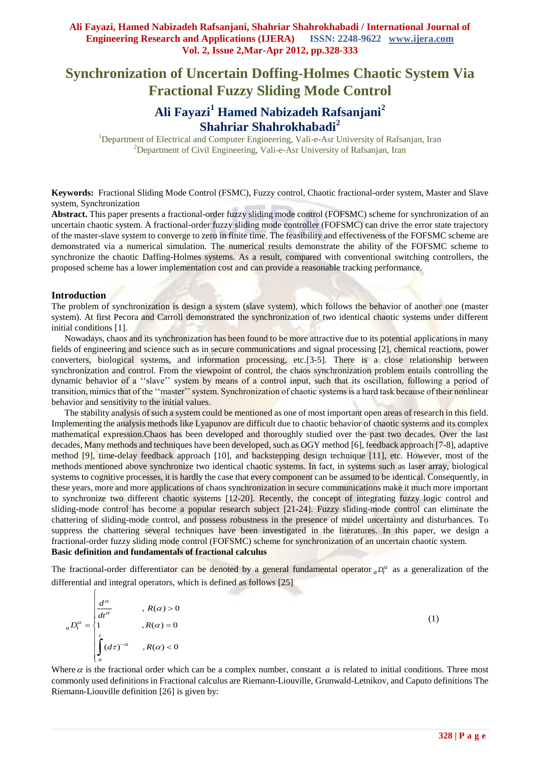# Synchronization of Uncertain Doffing-Holmes Chaotic System Via Fractional Fuzzy Sliding Mode Control

## Ali Fayazi[1] Hamed Nabizadeh Rafsanjani[2] Shahriar Shahrokhabadi[2]

[1]Department of Electrical and Computer Engineering, Vali-e-Asr University of Rafsanjan, Iran
[2]Department of Civil Engineering, Vali-e-Asr University of Rafsanjan, Iran

**Keywords:** Fractional Sliding Mode Control (FSMC), Fuzzy control, Chaotic fractional-order system, Master and Slave system, Synchronization

**Abstract.** This paper presents a fractional-order fuzzy sliding mode control (FOFSMC) scheme for synchronization of an uncertain chaotic system. A fractional-order fuzzy sliding mode controller (FOFSMC) can drive the error state trajectory of the master-slave system to converge to zero in finite time. The feasibility and effectiveness of the FOFSMC scheme are demonstrated via a numerical simulation. The numerical results demonstrate the ability of the FOFSMC scheme to synchronize the chaotic Daffing-Holmes systems. As a result, compared with conventional switching controllers, the proposed scheme has a lower implementation cost and can provide a reasonable tracking performance.

### Introduction

The problem of synchronization is design a system (slave system), which follows the behavior of another one (master system). At first Pecora and Carroll demonstrated the synchronization of two identical chaotic systems under different initial conditions [1].

Nowadays, chaos and its synchronization has been found to be more attractive due to its potential applications in many fields of engineering and science such as in secure communications and signal processing [2], chemical reactions, power converters, biological systems, and information processing, etc.[3-5]. There is a close relationship between synchronization and control. From the viewpoint of control, the chaos synchronization problem entails controlling the dynamic behavior of a ''slave'' system by means of a control input, such that its oscillation, following a period of transition, mimics that of the ''master'' system. Synchronization of chaotic systems is a hard task because of their nonlinear behavior and sensitivity to the initial values.

The stability analysis of such a system could be mentioned as one of most important open areas of research in this field. Implementing the analysis methods like Lyapunov are difficult due to chaotic behavior of chaotic systems and its complex mathematical expression.Chaos has been developed and thoroughly studied over the past two decades. Over the last decades, Many methods and techniques have been developed, such as OGY method [6], feedback approach [7-8], adaptive method [9], time-delay feedback approach [10], and backstepping design technique [11], etc. However, most of the methods mentioned above synchronize two identical chaotic systems. In fact, in systems such as laser array, biological systems to cognitive processes, it is hardly the case that every component can be assumed to be identical. Consequently, in these years, more and more applications of chaos synchronization in secure communications make it much more important to synchronize two different chaotic systems [12-20]. Recently, the concept of integrating fuzzy logic control and sliding-mode control has become a popular research subject [21-24]. Fuzzy sliding-mode control can eliminate the chattering of sliding-mode control, and possess robustness in the presence of model uncertainty and disturbances. To suppress the chattering several techniques have been investigated in the literatures. In this paper, we design a fractional-order fuzzy sliding mode control (FOFSMC) scheme for synchronization of an uncertain chaotic system.

**Basic definition and fundamentals of fractional calculus**

The fractional-order differentiator can be denoted by a general fundamental operator ${}_aD_t^{\alpha}$ as a generalization of the differential and integral operators, which is defined as follows [25]

$$
{}_aD_t^{\alpha} = \begin{cases} \dfrac{d^{\alpha}}{dt^{\alpha}} & , R(\alpha) > 0 \\ 1 & , R(\alpha) = 0 \\ \displaystyle\int_a^t (d\tau)^{-\alpha} & , R(\alpha) < 0 \end{cases} \tag{1}
$$

Where $\alpha$ is the fractional order which can be a complex number, constant $a$ is related to initial conditions. Three most commonly used definitions in Fractional calculus are Riemann-Liouville, Grunwald-Letnikov, and Caputo definitions The Riemann-Liouville definition [26] is given by: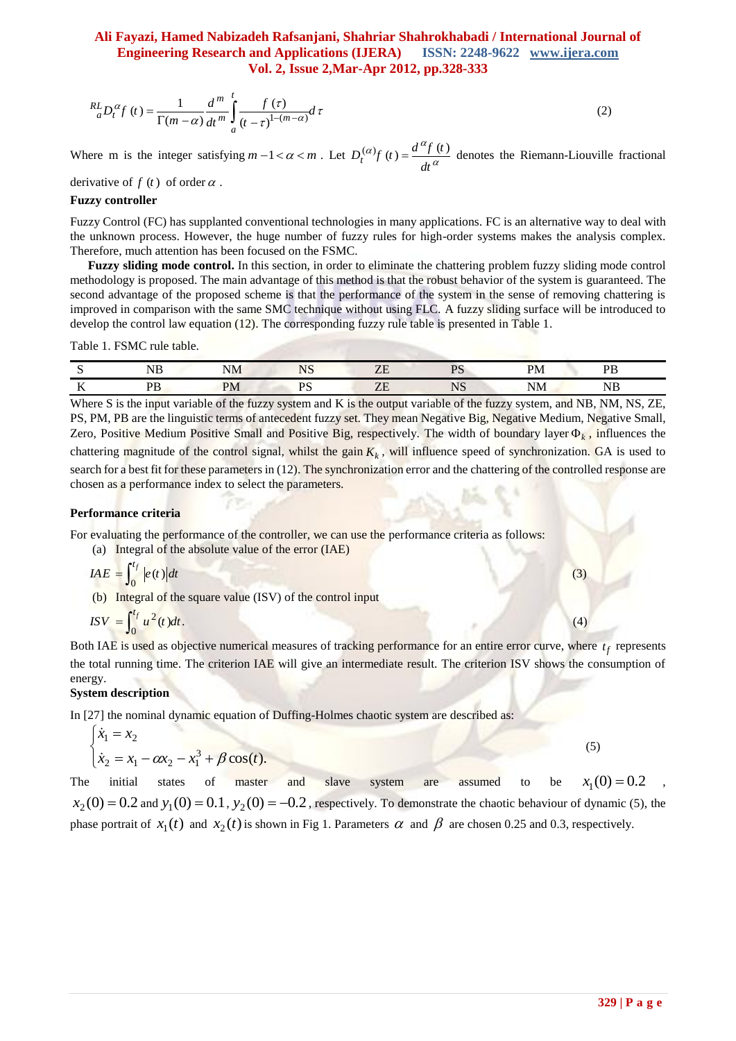$$ {}_{a}^{RL}D_t^{\alpha} f(t) = \frac{1}{\Gamma(m-\alpha)} \frac{d^m}{dt^m} \int_a^t \frac{f(\tau)}{(t-\tau)^{1-(m-\alpha)}} d\tau \tag{2} $$

Where m is the integer satisfying $m-1<\alpha<m$. Let $D_t^{(\alpha)} f(t) = \frac{d^{\alpha} f(t)}{dt^{\alpha}}$ denotes the Riemann-Liouville fractional derivative of $f(t)$ of order $\alpha$.

**Fuzzy controller**

Fuzzy Control (FC) has supplanted conventional technologies in many applications. FC is an alternative way to deal with the unknown process. However, the huge number of fuzzy rules for high-order systems makes the analysis complex. Therefore, much attention has been focused on the FSMC.

**Fuzzy sliding mode control.** In this section, in order to eliminate the chattering problem fuzzy sliding mode control methodology is proposed. The main advantage of this method is that the robust behavior of the system is guaranteed. The second advantage of the proposed scheme is that the performance of the system in the sense of removing chattering is improved in comparison with the same SMC technique without using FLC. A fuzzy sliding surface will be introduced to develop the control law equation (12). The corresponding fuzzy rule table is presented in Table 1.

Table 1. FSMC rule table.

| S | NB | NM | NS | ZE | PS | PM | PB |
|---|---|---|---|---|---|---|---|
| K | PB | PM | PS | ZE | NS | NM | NB |

Where S is the input variable of the fuzzy system and K is the output variable of the fuzzy system, and NB, NM, NS, ZE, PS, PM, PB are the linguistic terms of antecedent fuzzy set. They mean Negative Big, Negative Medium, Negative Small, Zero, Positive Medium Positive Small and Positive Big, respectively. The width of boundary layer $\Phi_k$, influences the chattering magnitude of the control signal, whilst the gain $K_k$, will influence speed of synchronization. GA is used to search for a best fit for these parameters in (12). The synchronization error and the chattering of the controlled response are chosen as a performance index to select the parameters.

**Performance criteria**

For evaluating the performance of the controller, we can use the performance criteria as follows:

(a) Integral of the absolute value of the error (IAE)

$$ IAE = \int_0^{t_f} |e(t)| dt \tag{3} $$

(b) Integral of the square value (ISV) of the control input

$$ ISV = \int_0^{t_f} u^2(t) dt. \tag{4} $$

Both IAE is used as objective numerical measures of tracking performance for an entire error curve, where $t_f$ represents the total running time. The criterion IAE will give an intermediate result. The criterion ISV shows the consumption of energy.

**System description**

In [27] the nominal dynamic equation of Duffing-Holmes chaotic system are described as:

$$ \begin{cases} \dot{x}_1 = x_2 \\ \dot{x}_2 = x_1 - \alpha x_2 - x_1^3 + \beta \cos(t). \end{cases} \tag{5} $$

The initial states of master and slave system are assumed to be $x_1(0)=0.2$, $x_2(0)=0.2$ and $y_1(0)=0.1$, $y_2(0)=-0.2$, respectively. To demonstrate the chaotic behaviour of dynamic (5), the phase portrait of $x_1(t)$ and $x_2(t)$ is shown in Fig 1. Parameters $\alpha$ and $\beta$ are chosen 0.25 and 0.3, respectively.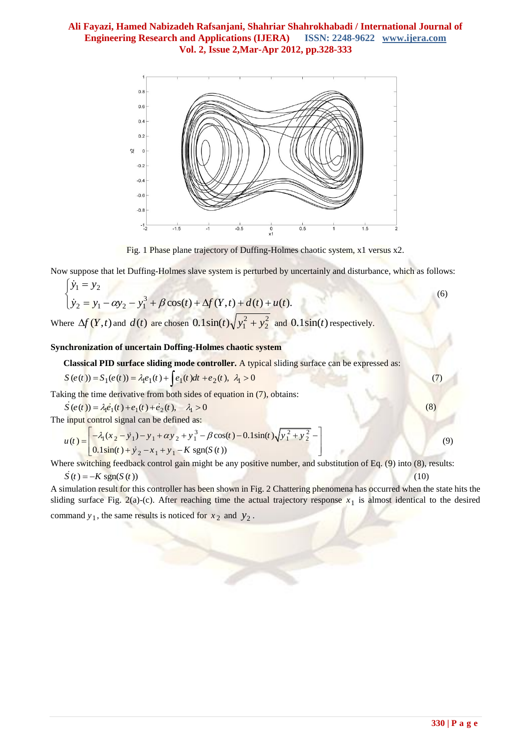Fig. 1 Phase plane trajectory of Duffing-Holmes chaotic system, x1 versus x2.

Now suppose that let Duffing-Holmes slave system is perturbed by uncertainly and disturbance, which as follows:

$$\begin{cases} \dot{y}_1 = y_2 \\ \dot{y}_2 = y_1 - \alpha y_2 - y_1^3 + \beta\cos(t) + \Delta f(Y,t) + d(t) + u(t). \end{cases} \tag{6}$$

Where $\Delta f(Y,t)$ and $d(t)$ are chosen $0.1\sin(t)\sqrt{y_1^2 + y_2^2}$ and $0.1\sin(t)$ respectively.

**Synchronization of uncertain Doffing-Holmes chaotic system**

**Classical PID surface sliding mode controller.** A typical sliding surface can be expressed as:

$$S(e(t)) = S_1(e(t)) = \lambda_1 e_1(t) + \int e_1(t)dt + e_2(t),\ \lambda_1 > 0 \tag{7}$$

Taking the time derivative from both sides of equation in (7), obtains:

$$\dot{S}(e(t)) = \lambda_1 \dot{e}_1(t) + e_1(t) + \dot{e}_2(t), \quad \lambda_1 > 0 \tag{8}$$

The input control signal can be defined as:

$$u(t) = \begin{bmatrix} -\lambda_1(x_2 - \dot{y}_1) - y_1 + \alpha y_2 + y_1^3 - \beta\cos(t) - 0.1\sin(t)\sqrt{y_1^2 + y_2^2} - \\ 0.1\sin(t) + \dot{y}_2 - x_1 + y_1 - K\,\mathrm{sgn}(S(t)) \end{bmatrix} \tag{9}$$

Where switching feedback control gain might be any positive number, and substitution of Eq. (9) into (8), results:

$$\dot{S}(t) = -K\,\mathrm{sgn}(S(t)) \tag{10}$$

A simulation result for this controller has been shown in Fig. 2 Chattering phenomena has occurred when the state hits the sliding surface Fig. 2(a)-(c). After reaching time the actual trajectory response $x_1$ is almost identical to the desired command $y_1$, the same results is noticed for $x_2$ and $y_2$.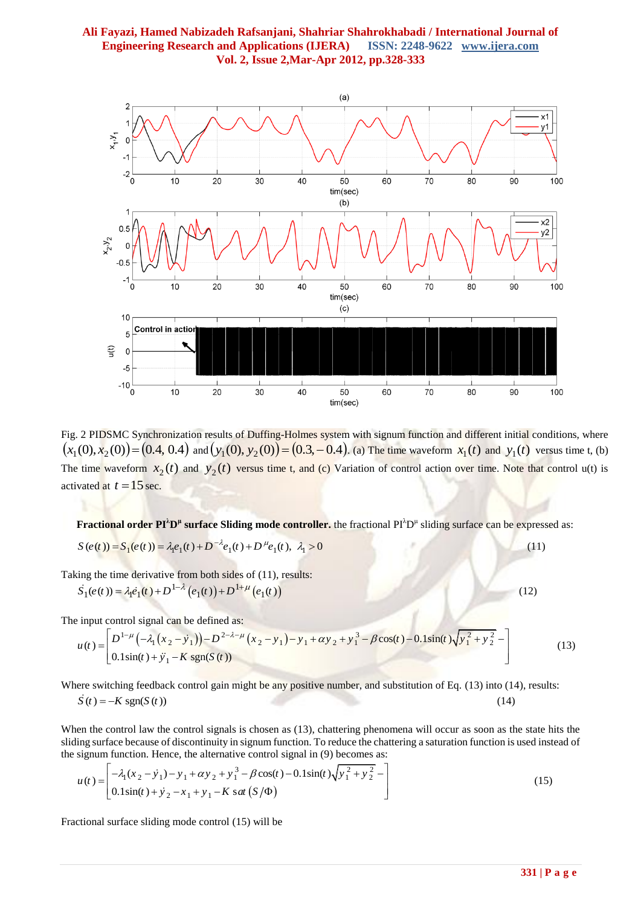Fig. 2 PIDSMC Synchronization results of Duffing-Holmes system with signum function and different initial conditions, where $(x_1(0), x_2(0)) = (0.4, 0.4)$ and $(y_1(0), y_2(0)) = (0.3, -0.4)$. (a) The time waveform $x_1(t)$ and $y_1(t)$ versus time t, (b) The time waveform $x_2(t)$ and $y_2(t)$ versus time t, and (c) Variation of control action over time. Note that control u(t) is activated at $t = 15$ sec.

**Fractional order PI$^{\lambda}$D$^{\mu}$ surface Sliding mode controller.** the fractional PI$^{\lambda}$D$^{\mu}$ sliding surface can be expressed as:

$$S(e(t)) = S_1(e(t)) = \lambda_1 e_1(t) + D^{-\lambda} e_1(t) + D^{\mu} e_1(t), \;\; \lambda_1 > 0 \tag{11}$$

Taking the time derivative from both sides of (11), results:

$$\dot{S}_1(e(t)) = \lambda_1 \dot{e}_1(t) + D^{1-\lambda}\left(e_1(t)\right) + D^{1+\mu}\left(e_1(t)\right) \tag{12}$$

The input control signal can be defined as:

$$u(t) = \begin{bmatrix} D^{1-\mu}\left(-\lambda_1\left(x_2 - \dot{y}_1\right)\right) - D^{2-\lambda-\mu}\left(x_2 - y_1\right) - y_1 + \alpha y_2 + y_1^3 - \beta\cos(t) - 0.1\sin(t)\sqrt{y_1^2 + y_2^2} - \\ 0.1\sin(t) + \ddot{y}_1 - K\,\mathrm{sgn}(S(t)) \end{bmatrix} \tag{13}$$

Where switching feedback control gain might be any positive number, and substitution of Eq. (13) into (14), results:

$$\dot{S}(t) = -K\,\mathrm{sgn}(S(t)) \tag{14}$$

When the control law the control signals is chosen as (13), chattering phenomena will occur as soon as the state hits the sliding surface because of discontinuity in signum function. To reduce the chattering a saturation function is used instead of the signum function. Hence, the alternative control signal in (9) becomes as:

$$u(t) = \begin{bmatrix} -\lambda_1(x_2 - \dot{y}_1) - y_1 + \alpha y_2 + y_1^3 - \beta\cos(t) - 0.1\sin(t)\sqrt{y_1^2 + y_2^2} - \\ 0.1\sin(t) + \dot{y}_2 - x_1 + y_1 - K\,sat\left(S/\Phi\right) \end{bmatrix} \tag{15}$$

Fractional surface sliding mode control (15) will be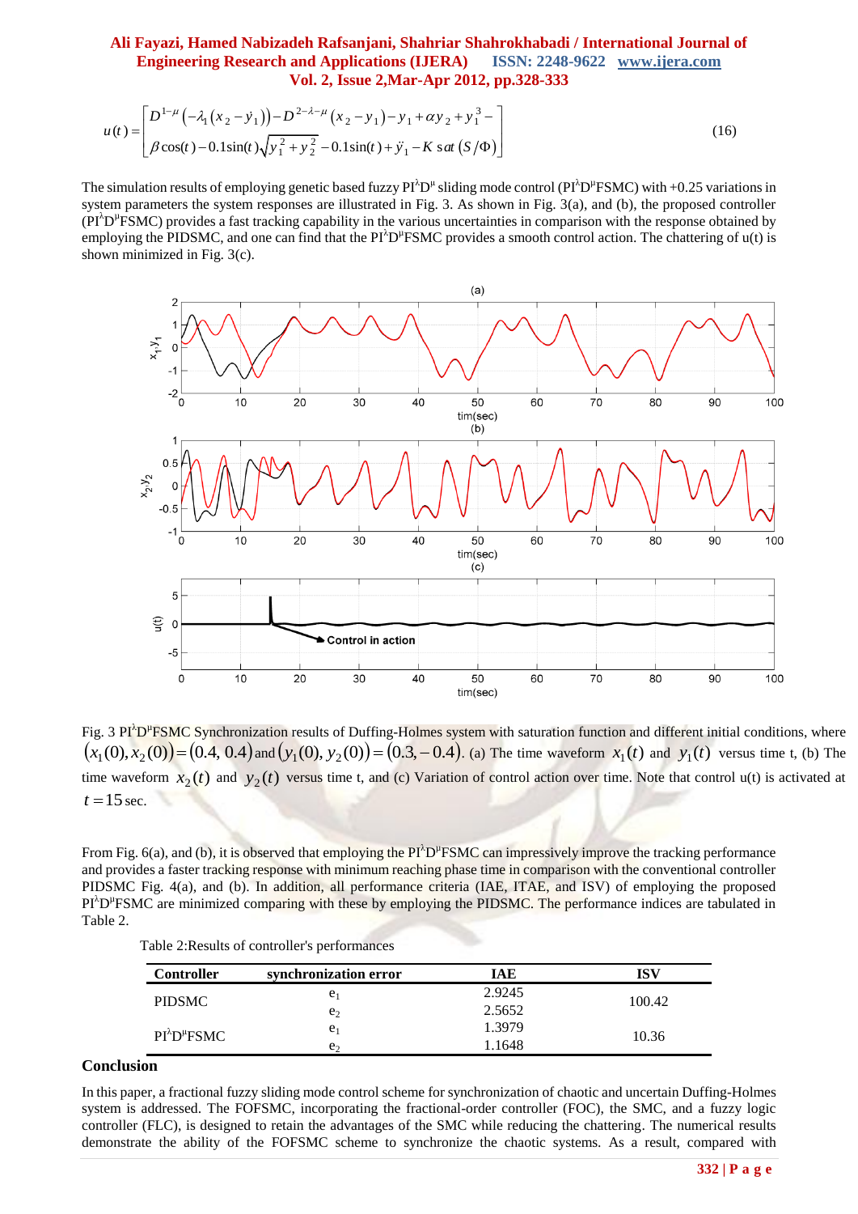$$u(t)=\begin{bmatrix} D^{1-\mu}\left(-\lambda_1\left(x_2-\dot{y}_1\right)\right)-D^{2-\lambda-\mu}\left(x_2-y_1\right)-y_1+\alpha y_2+y_1^3- \\ \beta\cos(t)-0.1\sin(t)\sqrt{y_1^2+y_2^2}-0.1\sin(t)+\ddot{y}_1-K\,\mathrm{sat}\left(S/\Phi\right) \end{bmatrix} \tag{16}$$

The simulation results of employing genetic based fuzzy $PI^{\lambda}D^{\mu}$ sliding mode control ($PI^{\lambda}D^{\mu}$FSMC) with +0.25 variations in system parameters the system responses are illustrated in Fig. 3. As shown in Fig. 3(a), and (b), the proposed controller ($PI^{\lambda}D^{\mu}$FSMC) provides a fast tracking capability in the various uncertainties in comparison with the response obtained by employing the PIDSMC, and one can find that the $PI^{\lambda}D^{\mu}$FSMC provides a smooth control action. The chattering of u(t) is shown minimized in Fig. 3(c).

Fig. 3 $PI^{\lambda}D^{\mu}$FSMC Synchronization results of Duffing-Holmes system with saturation function and different initial conditions, where $(x_1(0),x_2(0))=(0.4,\,0.4)$ and $(y_1(0),\,y_2(0))=(0.3,-0.4)$. (a) The time waveform $x_1(t)$ and $y_1(t)$ versus time t, (b) The time waveform $x_2(t)$ and $y_2(t)$ versus time t, and (c) Variation of control action over time. Note that control u(t) is activated at $t=15$ sec.

From Fig. 6(a), and (b), it is observed that employing the $PI^{\lambda}D^{\mu}$FSMC can impressively improve the tracking performance and provides a faster tracking response with minimum reaching phase time in comparison with the conventional controller PIDSMC Fig. 4(a), and (b). In addition, all performance criteria (IAE, ITAE, and ISV) of employing the proposed $PI^{\lambda}D^{\mu}$FSMC are minimized comparing with these by employing the PIDSMC. The performance indices are tabulated in Table 2.

Table 2:Results of controller's performances

| Controller | synchronization error | IAE | ISV |
|---|---|---|---|
| PIDSMC | $e_1$ | 2.9245 | 100.42 |
| | $e_2$ | 2.5652 | |
| $PI^{\lambda}D^{\mu}$FSMC | $e_1$ | 1.3979 | 10.36 |
| | $e_2$ | 1.1648 | |

## Conclusion

In this paper, a fractional fuzzy sliding mode control scheme for synchronization of chaotic and uncertain Duffing-Holmes system is addressed. The FOFSMC, incorporating the fractional-order controller (FOC), the SMC, and a fuzzy logic controller (FLC), is designed to retain the advantages of the SMC while reducing the chattering. The numerical results demonstrate the ability of the FOFSMC scheme to synchronize the chaotic systems. As a result, compared with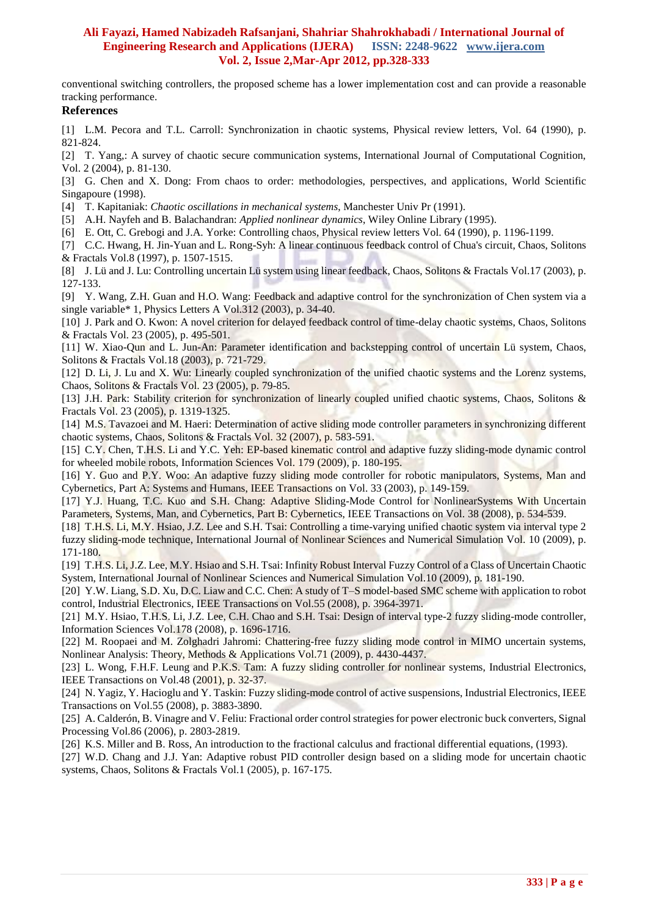conventional switching controllers, the proposed scheme has a lower implementation cost and can provide a reasonable tracking performance.

## References

[1] L.M. Pecora and T.L. Carroll: Synchronization in chaotic systems, Physical review letters, Vol. 64 (1990), p. 821-824.

[2] T. Yang,: A survey of chaotic secure communication systems, International Journal of Computational Cognition, Vol. 2 (2004), p. 81-130.

[3] G. Chen and X. Dong: From chaos to order: methodologies, perspectives, and applications, World Scientific Singapoure (1998).

[4] T. Kapitaniak: *Chaotic oscillations in mechanical systems*, Manchester Univ Pr (1991).

[5] A.H. Nayfeh and B. Balachandran: *Applied nonlinear dynamics*, Wiley Online Library (1995).

[6] E. Ott, C. Grebogi and J.A. Yorke: Controlling chaos, Physical review letters Vol. 64 (1990), p. 1196-1199.

[7] C.C. Hwang, H. Jin-Yuan and L. Rong-Syh: A linear continuous feedback control of Chua's circuit, Chaos, Solitons & Fractals Vol.8 (1997), p. 1507-1515.

[8] J. Lü and J. Lu: Controlling uncertain Lü system using linear feedback, Chaos, Solitons & Fractals Vol.17 (2003), p. 127-133.

[9] Y. Wang, Z.H. Guan and H.O. Wang: Feedback and adaptive control for the synchronization of Chen system via a single variable* 1, Physics Letters A Vol.312 (2003), p. 34-40.

[10] J. Park and O. Kwon: A novel criterion for delayed feedback control of time-delay chaotic systems, Chaos, Solitons & Fractals Vol. 23 (2005), p. 495-501.

[11] W. Xiao-Qun and L. Jun-An: Parameter identification and backstepping control of uncertain Lü system, Chaos, Solitons & Fractals Vol.18 (2003), p. 721-729.

[12] D. Li, J. Lu and X. Wu: Linearly coupled synchronization of the unified chaotic systems and the Lorenz systems, Chaos, Solitons & Fractals Vol. 23 (2005), p. 79-85.

[13] J.H. Park: Stability criterion for synchronization of linearly coupled unified chaotic systems, Chaos, Solitons & Fractals Vol. 23 (2005), p. 1319-1325.

[14] M.S. Tavazoei and M. Haeri: Determination of active sliding mode controller parameters in synchronizing different chaotic systems, Chaos, Solitons & Fractals Vol. 32 (2007), p. 583-591.

[15] C.Y. Chen, T.H.S. Li and Y.C. Yeh: EP-based kinematic control and adaptive fuzzy sliding-mode dynamic control for wheeled mobile robots, Information Sciences Vol. 179 (2009), p. 180-195.

[16] Y. Guo and P.Y. Woo: An adaptive fuzzy sliding mode controller for robotic manipulators, Systems, Man and Cybernetics, Part A: Systems and Humans, IEEE Transactions on Vol. 33 (2003), p. 149-159.

[17] Y.J. Huang, T.C. Kuo and S.H. Chang: Adaptive Sliding-Mode Control for NonlinearSystems With Uncertain Parameters, Systems, Man, and Cybernetics, Part B: Cybernetics, IEEE Transactions on Vol. 38 (2008), p. 534-539.

[18] T.H.S. Li, M.Y. Hsiao, J.Z. Lee and S.H. Tsai: Controlling a time-varying unified chaotic system via interval type 2 fuzzy sliding-mode technique, International Journal of Nonlinear Sciences and Numerical Simulation Vol. 10 (2009), p. 171-180.

[19] T.H.S. Li, J.Z. Lee, M.Y. Hsiao and S.H. Tsai: Infinity Robust Interval Fuzzy Control of a Class of Uncertain Chaotic System, International Journal of Nonlinear Sciences and Numerical Simulation Vol.10 (2009), p. 181-190.

[20] Y.W. Liang, S.D. Xu, D.C. Liaw and C.C. Chen: A study of T–S model-based SMC scheme with application to robot control, Industrial Electronics, IEEE Transactions on Vol.55 (2008), p. 3964-3971.

[21] M.Y. Hsiao, T.H.S. Li, J.Z. Lee, C.H. Chao and S.H. Tsai: Design of interval type-2 fuzzy sliding-mode controller, Information Sciences Vol.178 (2008), p. 1696-1716.

[22] M. Roopaei and M. Zolghadri Jahromi: Chattering-free fuzzy sliding mode control in MIMO uncertain systems, Nonlinear Analysis: Theory, Methods & Applications Vol.71 (2009), p. 4430-4437.

[23] L. Wong, F.H.F. Leung and P.K.S. Tam: A fuzzy sliding controller for nonlinear systems, Industrial Electronics, IEEE Transactions on Vol.48 (2001), p. 32-37.

[24] N. Yagiz, Y. Hacioglu and Y. Taskin: Fuzzy sliding-mode control of active suspensions, Industrial Electronics, IEEE Transactions on Vol.55 (2008), p. 3883-3890.

[25] A. Calderón, B. Vinagre and V. Feliu: Fractional order control strategies for power electronic buck converters, Signal Processing Vol.86 (2006), p. 2803-2819.

[26] K.S. Miller and B. Ross, An introduction to the fractional calculus and fractional differential equations, (1993).

[27] W.D. Chang and J.J. Yan: Adaptive robust PID controller design based on a sliding mode for uncertain chaotic systems, Chaos, Solitons & Fractals Vol.1 (2005), p. 167-175.